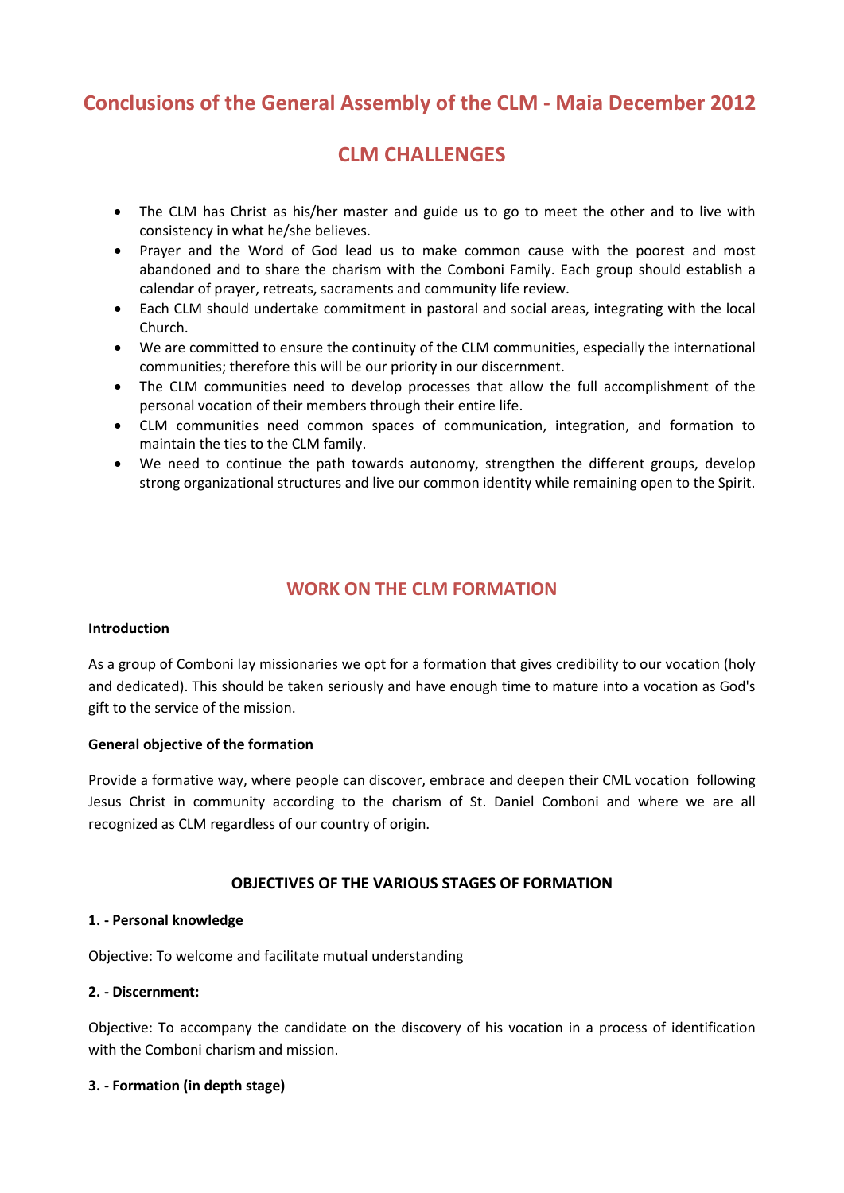# Conclusions of the General Assembly of the CLM - Maia December 2012

## CLM CHALLENGES

- The CLM has Christ as his/her master and guide us to go to meet the other and to live with consistency in what he/she believes.
- Prayer and the Word of God lead us to make common cause with the poorest and most abandoned and to share the charism with the Comboni Family. Each group should establish a calendar of prayer, retreats, sacraments and community life review.
- Each CLM should undertake commitment in pastoral and social areas, integrating with the local Church.
- We are committed to ensure the continuity of the CLM communities, especially the international communities; therefore this will be our priority in our discernment.
- The CLM communities need to develop processes that allow the full accomplishment of the personal vocation of their members through their entire life.
- CLM communities need common spaces of communication, integration, and formation to maintain the ties to the CLM family.
- We need to continue the path towards autonomy, strengthen the different groups, develop strong organizational structures and live our common identity while remaining open to the Spirit.

## WORK ON THE CLM FORMATION

**Introduction**

As a group of Comboni lay missionaries we opt for a formation that gives credibility to our vocation (holy and dedicated). This should be taken seriously and have enough time to mature into a vocation as God's gift to the service of the mission.

**General objective of the formation**

Provide a formative way, where people can discover, embrace and deepen their CML vocation following Jesus Christ in community according to the charism of St. Daniel Comboni and where we are all recognized as CLM regardless of our country of origin.

### OBJECTIVES OF THE VARIOUS STAGES OF FORMATION

**1. - Personal knowledge**

Objective: To welcome and facilitate mutual understanding

**2. - Discernment:**

Objective: To accompany the candidate on the discovery of his vocation in a process of identification with the Comboni charism and mission.

**3. - Formation (in depth stage)**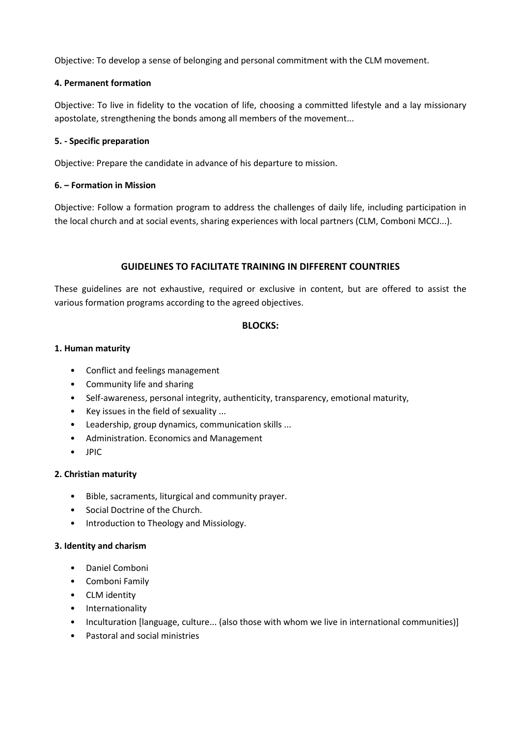Objective: To develop a sense of belonging and personal commitment with the CLM movement.

**4. Permanent formation**

Objective: To live in fidelity to the vocation of life, choosing a committed lifestyle and a lay missionary apostolate, strengthening the bonds among all members of the movement...

**5. - Specific preparation**

Objective: Prepare the candidate in advance of his departure to mission.

**6. – Formation in Mission**

Objective: Follow a formation program to address the challenges of daily life, including participation in the local church and at social events, sharing experiences with local partners (CLM, Comboni MCCJ...).

## GUIDELINES TO FACILITATE TRAINING IN DIFFERENT COUNTRIES

These guidelines are not exhaustive, required or exclusive in content, but are offered to assist the various formation programs according to the agreed objectives.

### BLOCKS:

**1. Human maturity**

- Conflict and feelings management
- Community life and sharing
- Self-awareness, personal integrity, authenticity, transparency, emotional maturity,
- Key issues in the field of sexuality ...
- Leadership, group dynamics, communication skills ...
- Administration. Economics and Management
- JPIC

**2. Christian maturity**

- Bible, sacraments, liturgical and community prayer.
- Social Doctrine of the Church.
- Introduction to Theology and Missiology.

**3. Identity and charism**

- Daniel Comboni
- Comboni Family
- CLM identity
- Internationality
- Inculturation [language, culture... (also those with whom we live in international communities)]
- Pastoral and social ministries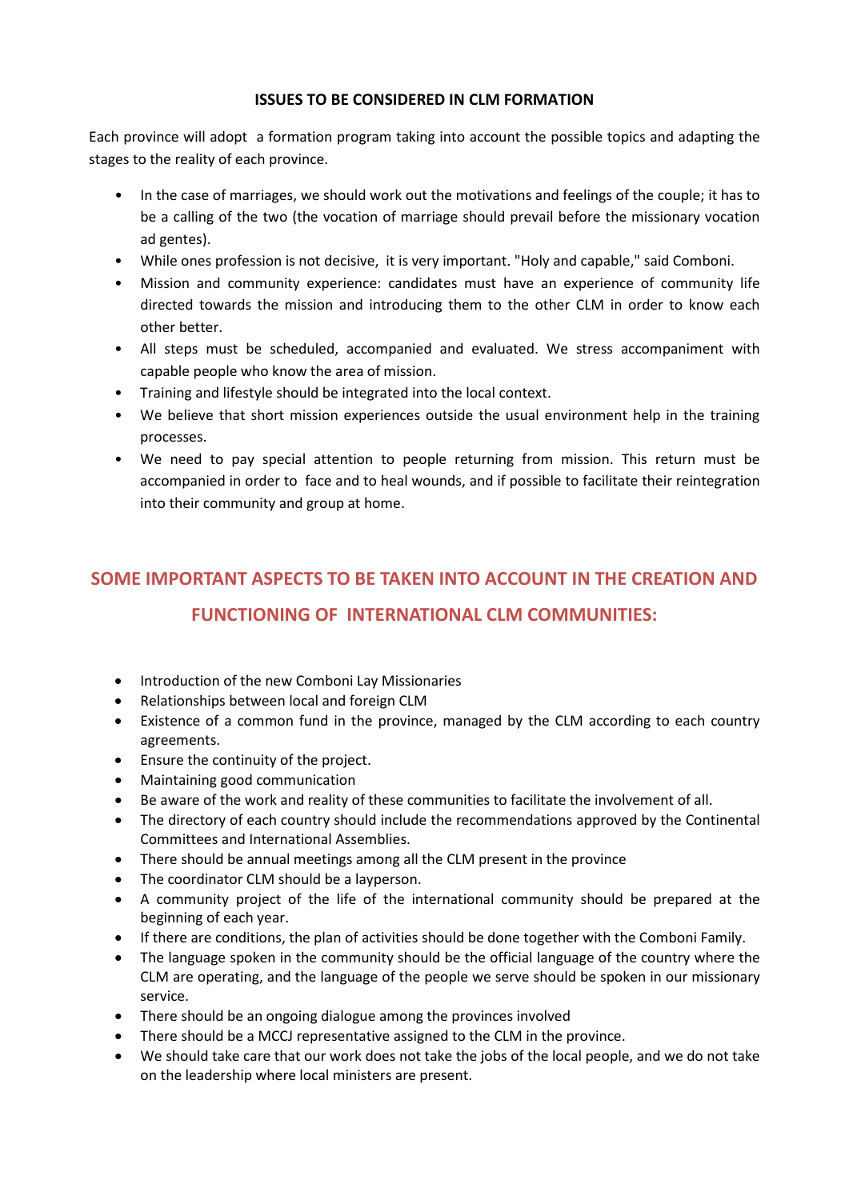**ISSUES TO BE CONSIDERED IN CLM FORMATION**

Each province will adopt a formation program taking into account the possible topics and adapting the stages to the reality of each province.

- In the case of marriages, we should work out the motivations and feelings of the couple; it has to be a calling of the two (the vocation of marriage should prevail before the missionary vocation ad gentes).
- While ones profession is not decisive, it is very important. "Holy and capable," said Comboni.
- Mission and community experience: candidates must have an experience of community life directed towards the mission and introducing them to the other CLM in order to know each other better.
- All steps must be scheduled, accompanied and evaluated. We stress accompaniment with capable people who know the area of mission.
- Training and lifestyle should be integrated into the local context.
- We believe that short mission experiences outside the usual environment help in the training processes.
- We need to pay special attention to people returning from mission. This return must be accompanied in order to face and to heal wounds, and if possible to facilitate their reintegration into their community and group at home.

## SOME IMPORTANT ASPECTS TO BE TAKEN INTO ACCOUNT IN THE CREATION AND FUNCTIONING OF INTERNATIONAL CLM COMMUNITIES:

- Introduction of the new Comboni Lay Missionaries
- Relationships between local and foreign CLM
- Existence of a common fund in the province, managed by the CLM according to each country agreements.
- Ensure the continuity of the project.
- Maintaining good communication
- Be aware of the work and reality of these communities to facilitate the involvement of all.
- The directory of each country should include the recommendations approved by the Continental Committees and International Assemblies.
- There should be annual meetings among all the CLM present in the province
- The coordinator CLM should be a layperson.
- A community project of the life of the international community should be prepared at the beginning of each year.
- If there are conditions, the plan of activities should be done together with the Comboni Family.
- The language spoken in the community should be the official language of the country where the CLM are operating, and the language of the people we serve should be spoken in our missionary service.
- There should be an ongoing dialogue among the provinces involved
- There should be a MCCJ representative assigned to the CLM in the province.
- We should take care that our work does not take the jobs of the local people, and we do not take on the leadership where local ministers are present.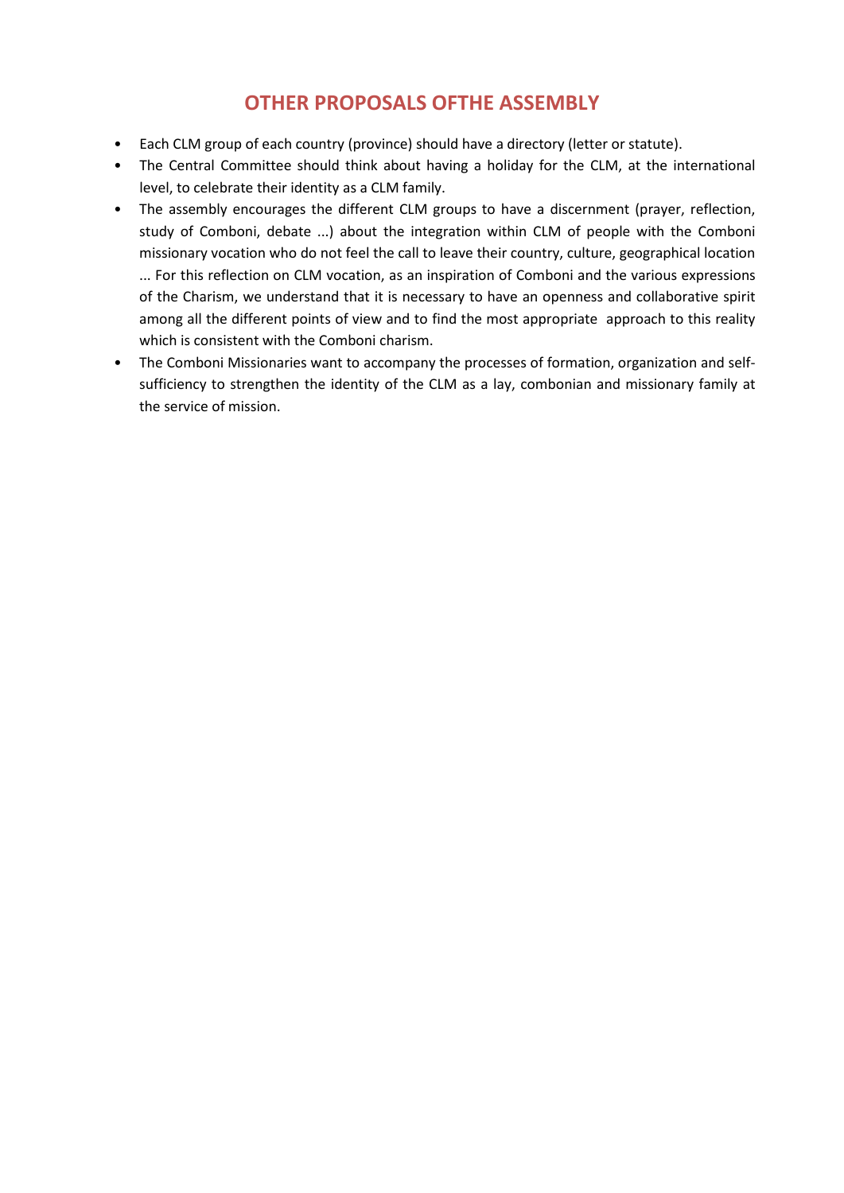# OTHER PROPOSALS OFTHE ASSEMBLY

- Each CLM group of each country (province) should have a directory (letter or statute).
- The Central Committee should think about having a holiday for the CLM, at the international level, to celebrate their identity as a CLM family.
- The assembly encourages the different CLM groups to have a discernment (prayer, reflection, study of Comboni, debate ...) about the integration within CLM of people with the Comboni missionary vocation who do not feel the call to leave their country, culture, geographical location ... For this reflection on CLM vocation, as an inspiration of Comboni and the various expressions of the Charism, we understand that it is necessary to have an openness and collaborative spirit among all the different points of view and to find the most appropriate approach to this reality which is consistent with the Comboni charism.
- The Comboni Missionaries want to accompany the processes of formation, organization and self-sufficiency to strengthen the identity of the CLM as a lay, combonian and missionary family at the service of mission.